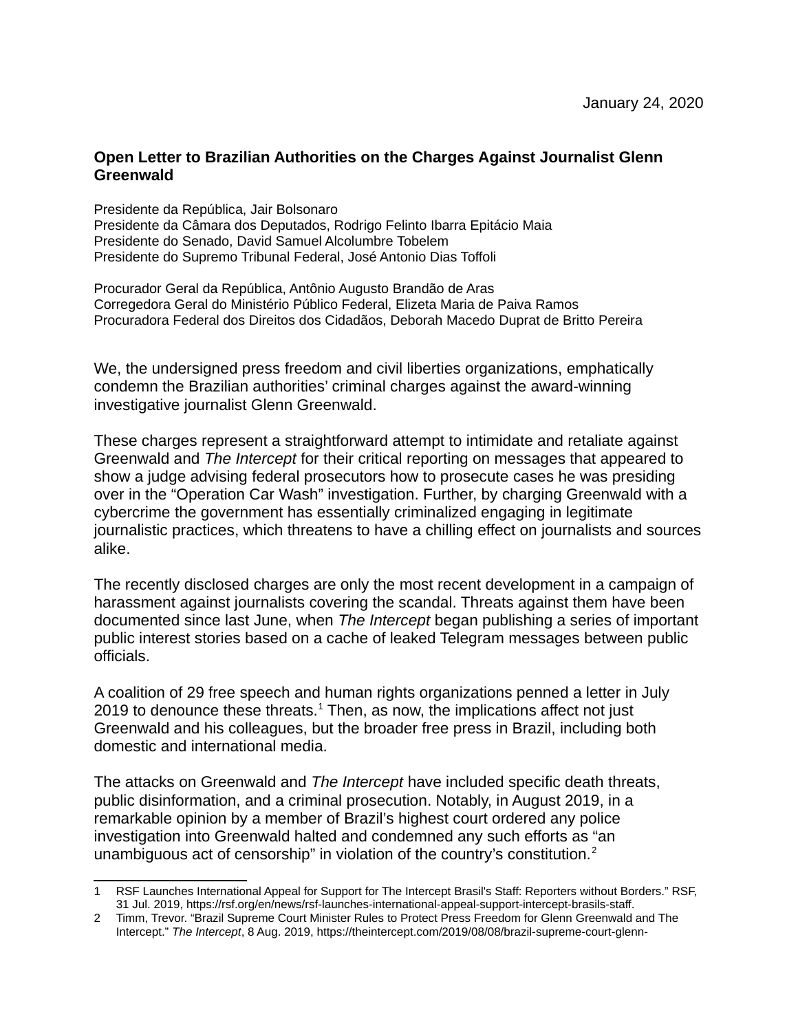January 24, 2020

**Open Letter to Brazilian Authorities on the Charges Against Journalist Glenn Greenwald**

Presidente da República, Jair Bolsonaro
Presidente da Câmara dos Deputados, Rodrigo Felinto Ibarra Epitácio Maia
Presidente do Senado, David Samuel Alcolumbre Tobelem
Presidente do Supremo Tribunal Federal, José Antonio Dias Toffoli

Procurador Geral da República, Antônio Augusto Brandão de Aras
Corregedora Geral do Ministério Público Federal, Elizeta Maria de Paiva Ramos
Procuradora Federal dos Direitos dos Cidadãos, Deborah Macedo Duprat de Britto Pereira

We, the undersigned press freedom and civil liberties organizations, emphatically condemn the Brazilian authorities' criminal charges against the award-winning investigative journalist Glenn Greenwald.

These charges represent a straightforward attempt to intimidate and retaliate against Greenwald and *The Intercept* for their critical reporting on messages that appeared to show a judge advising federal prosecutors how to prosecute cases he was presiding over in the "Operation Car Wash" investigation. Further, by charging Greenwald with a cybercrime the government has essentially criminalized engaging in legitimate journalistic practices, which threatens to have a chilling effect on journalists and sources alike.

The recently disclosed charges are only the most recent development in a campaign of harassment against journalists covering the scandal. Threats against them have been documented since last June, when *The Intercept* began publishing a series of important public interest stories based on a cache of leaked Telegram messages between public officials.

A coalition of 29 free speech and human rights organizations penned a letter in July 2019 to denounce these threats.[1] Then, as now, the implications affect not just Greenwald and his colleagues, but the broader free press in Brazil, including both domestic and international media.

The attacks on Greenwald and *The Intercept* have included specific death threats, public disinformation, and a criminal prosecution. Notably, in August 2019, in a remarkable opinion by a member of Brazil's highest court ordered any police investigation into Greenwald halted and condemned any such efforts as "an unambiguous act of censorship" in violation of the country's constitution.[2]

---

1 RSF Launches International Appeal for Support for The Intercept Brasil's Staff: Reporters without Borders." RSF, 31 Jul. 2019, https://rsf.org/en/news/rsf-launches-international-appeal-support-intercept-brasils-staff.

2 Timm, Trevor. "Brazil Supreme Court Minister Rules to Protect Press Freedom for Glenn Greenwald and The Intercept." *The Intercept*, 8 Aug. 2019, https://theintercept.com/2019/08/08/brazil-supreme-court-glenn-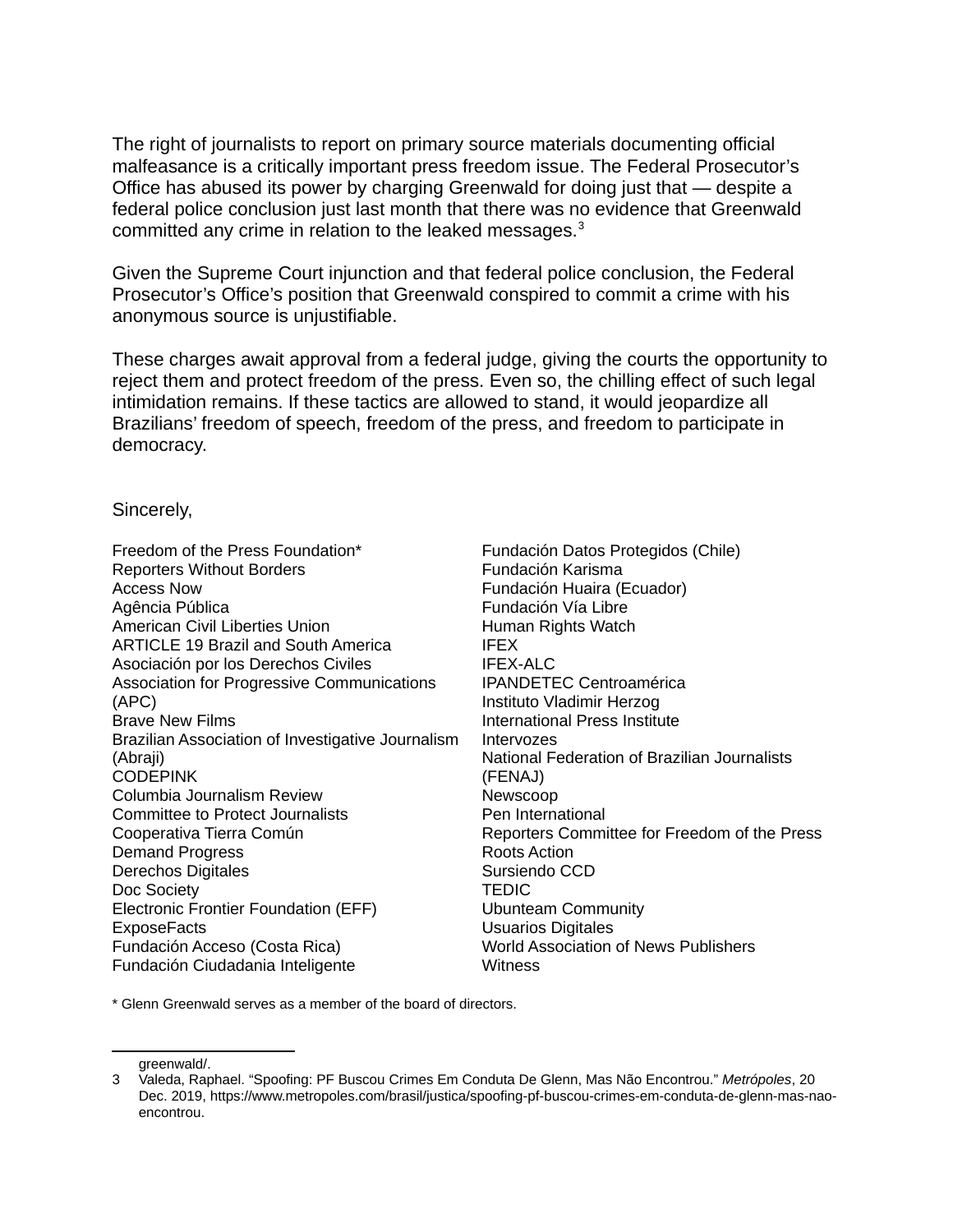The right of journalists to report on primary source materials documenting official malfeasance is a critically important press freedom issue. The Federal Prosecutor's Office has abused its power by charging Greenwald for doing just that — despite a federal police conclusion just last month that there was no evidence that Greenwald committed any crime in relation to the leaked messages.[3]

Given the Supreme Court injunction and that federal police conclusion, the Federal Prosecutor's Office's position that Greenwald conspired to commit a crime with his anonymous source is unjustifiable.

These charges await approval from a federal judge, giving the courts the opportunity to reject them and protect freedom of the press. Even so, the chilling effect of such legal intimidation remains. If these tactics are allowed to stand, it would jeopardize all Brazilians' freedom of speech, freedom of the press, and freedom to participate in democracy.

Sincerely,

Freedom of the Press Foundation*
Reporters Without Borders
Access Now
Agência Pública
American Civil Liberties Union
ARTICLE 19 Brazil and South America
Asociación por los Derechos Civiles
Association for Progressive Communications (APC)
Brave New Films
Brazilian Association of Investigative Journalism (Abraji)
CODEPINK
Columbia Journalism Review
Committee to Protect Journalists
Cooperativa Tierra Común
Demand Progress
Derechos Digitales
Doc Society
Electronic Frontier Foundation (EFF)
ExposeFacts
Fundación Acceso (Costa Rica)
Fundación Ciudadania Inteligente
Fundación Datos Protegidos (Chile)
Fundación Karisma
Fundación Huaira (Ecuador)
Fundación Vía Libre
Human Rights Watch
IFEX
IFEX-ALC
IPANDETEC Centroamérica
Instituto Vladimir Herzog
International Press Institute
Intervozes
National Federation of Brazilian Journalists (FENAJ)
Newscoop
Pen International
Reporters Committee for Freedom of the Press
Roots Action
Sursiendo CCD
TEDIC
Ubunteam Community
Usuarios Digitales
World Association of News Publishers
Witness

* Glenn Greenwald serves as a member of the board of directors.

---

greenwald/.

3 Valeda, Raphael. "Spoofing: PF Buscou Crimes Em Conduta De Glenn, Mas Não Encontrou." *Metrópoles*, 20 Dec. 2019, https://www.metropoles.com/brasil/justica/spoofing-pf-buscou-crimes-em-conduta-de-glenn-mas-nao-encontrou.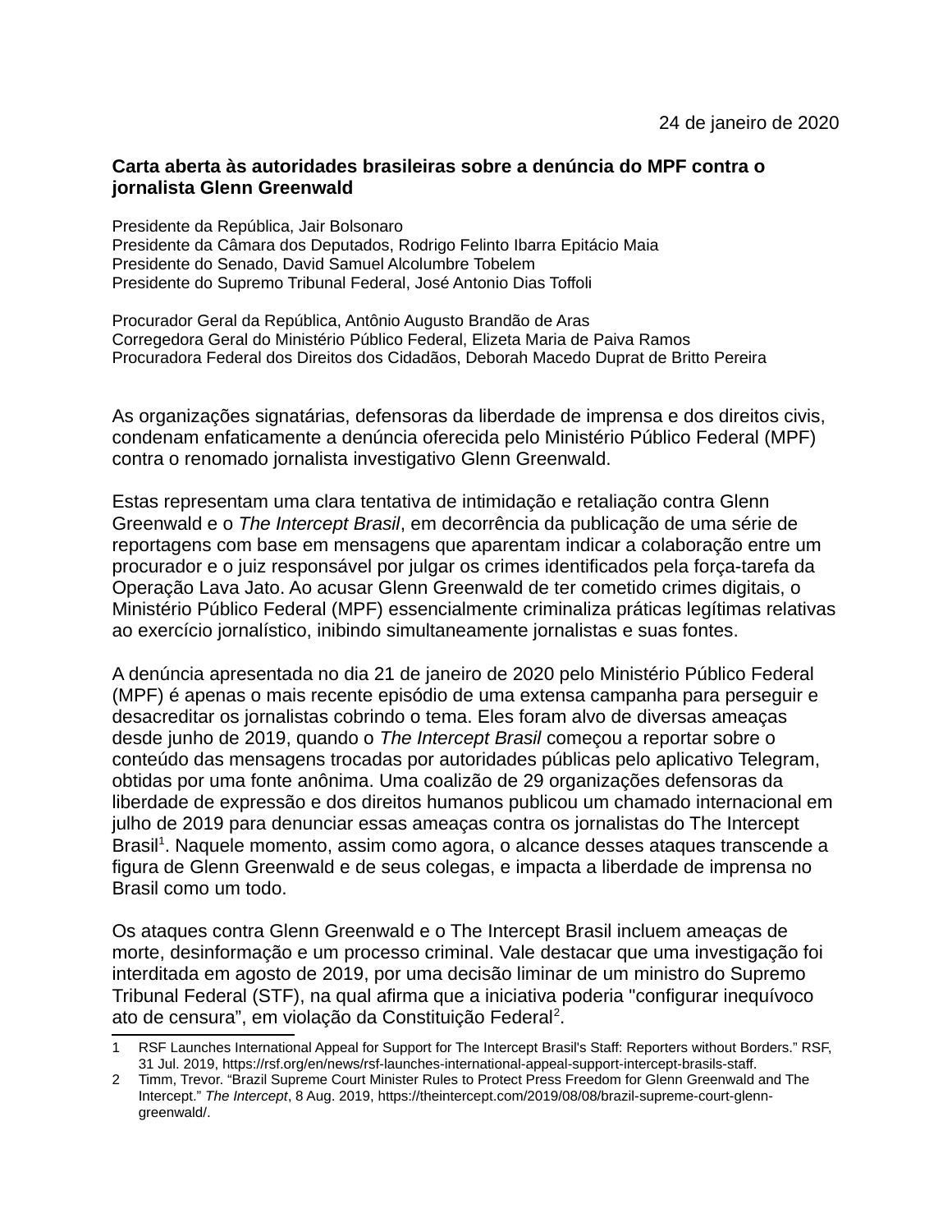24 de janeiro de 2020

**Carta aberta às autoridades brasileiras sobre a denúncia do MPF contra o jornalista Glenn Greenwald**

Presidente da República, Jair Bolsonaro
Presidente da Câmara dos Deputados, Rodrigo Felinto Ibarra Epitácio Maia
Presidente do Senado, David Samuel Alcolumbre Tobelem
Presidente do Supremo Tribunal Federal, José Antonio Dias Toffoli

Procurador Geral da República, Antônio Augusto Brandão de Aras
Corregedora Geral do Ministério Público Federal, Elizeta Maria de Paiva Ramos
Procuradora Federal dos Direitos dos Cidadãos, Deborah Macedo Duprat de Britto Pereira

As organizações signatárias, defensoras da liberdade de imprensa e dos direitos civis, condenam enfaticamente a denúncia oferecida pelo Ministério Público Federal (MPF) contra o renomado jornalista investigativo Glenn Greenwald.

Estas representam uma clara tentativa de intimidação e retaliação contra Glenn Greenwald e o *The Intercept Brasil*, em decorrência da publicação de uma série de reportagens com base em mensagens que aparentam indicar a colaboração entre um procurador e o juiz responsável por julgar os crimes identificados pela força-tarefa da Operação Lava Jato. Ao acusar Glenn Greenwald de ter cometido crimes digitais, o Ministério Público Federal (MPF) essencialmente criminaliza práticas legítimas relativas ao exercício jornalístico, inibindo simultaneamente jornalistas e suas fontes.

A denúncia apresentada no dia 21 de janeiro de 2020 pelo Ministério Público Federal (MPF) é apenas o mais recente episódio de uma extensa campanha para perseguir e desacreditar os jornalistas cobrindo o tema. Eles foram alvo de diversas ameaças desde junho de 2019, quando o *The Intercept Brasil* começou a reportar sobre o conteúdo das mensagens trocadas por autoridades públicas pelo aplicativo Telegram, obtidas por uma fonte anônima. Uma coalizão de 29 organizações defensoras da liberdade de expressão e dos direitos humanos publicou um chamado internacional em julho de 2019 para denunciar essas ameaças contra os jornalistas do The Intercept Brasil[1]. Naquele momento, assim como agora, o alcance desses ataques transcende a figura de Glenn Greenwald e de seus colegas, e impacta a liberdade de imprensa no Brasil como um todo.

Os ataques contra Glenn Greenwald e o The Intercept Brasil incluem ameaças de morte, desinformação e um processo criminal. Vale destacar que uma investigação foi interditada em agosto de 2019, por uma decisão liminar de um ministro do Supremo Tribunal Federal (STF), na qual afirma que a iniciativa poderia "configurar inequívoco ato de censura", em violação da Constituição Federal[2].

---

1 RSF Launches International Appeal for Support for The Intercept Brasil's Staff: Reporters without Borders." RSF, 31 Jul. 2019, https://rsf.org/en/news/rsf-launches-international-appeal-support-intercept-brasils-staff.

2 Timm, Trevor. "Brazil Supreme Court Minister Rules to Protect Press Freedom for Glenn Greenwald and The Intercept." *The Intercept*, 8 Aug. 2019, https://theintercept.com/2019/08/08/brazil-supreme-court-glenn-greenwald/.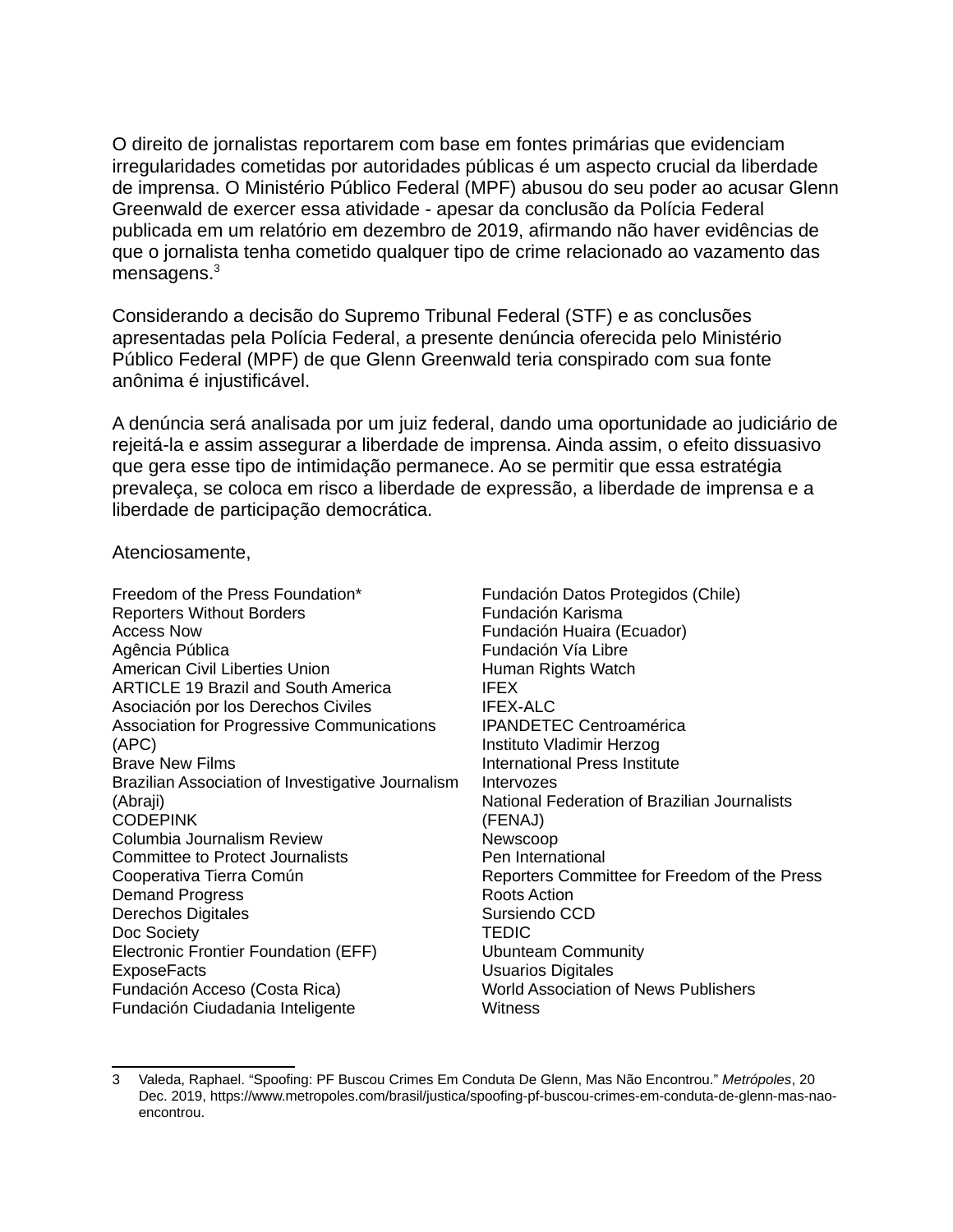O direito de jornalistas reportarem com base em fontes primárias que evidenciam irregularidades cometidas por autoridades públicas é um aspecto crucial da liberdade de imprensa. O Ministério Público Federal (MPF) abusou do seu poder ao acusar Glenn Greenwald de exercer essa atividade - apesar da conclusão da Polícia Federal publicada em um relatório em dezembro de 2019, afirmando não haver evidências de que o jornalista tenha cometido qualquer tipo de crime relacionado ao vazamento das mensagens.[3]

Considerando a decisão do Supremo Tribunal Federal (STF) e as conclusões apresentadas pela Polícia Federal, a presente denúncia oferecida pelo Ministério Público Federal (MPF) de que Glenn Greenwald teria conspirado com sua fonte anônima é injustificável.

A denúncia será analisada por um juiz federal, dando uma oportunidade ao judiciário de rejeitá-la e assim assegurar a liberdade de imprensa. Ainda assim, o efeito dissuasivo que gera esse tipo de intimidação permanece. Ao se permitir que essa estratégia prevaleça, se coloca em risco a liberdade de expressão, a liberdade de imprensa e a liberdade de participação democrática.

Atenciosamente,

Freedom of the Press Foundation*
Reporters Without Borders
Access Now
Agência Pública
American Civil Liberties Union
ARTICLE 19 Brazil and South America
Asociación por los Derechos Civiles
Association for Progressive Communications (APC)
Brave New Films
Brazilian Association of Investigative Journalism (Abraji)
CODEPINK
Columbia Journalism Review
Committee to Protect Journalists
Cooperativa Tierra Común
Demand Progress
Derechos Digitales
Doc Society
Electronic Frontier Foundation (EFF)
ExposeFacts
Fundación Acceso (Costa Rica)
Fundación Ciudadania Inteligente
Fundación Datos Protegidos (Chile)
Fundación Karisma
Fundación Huaira (Ecuador)
Fundación Vía Libre
Human Rights Watch
IFEX
IFEX-ALC
IPANDETEC Centroamérica
Instituto Vladimir Herzog
International Press Institute
Intervozes
National Federation of Brazilian Journalists (FENAJ)
Newscoop
Pen International
Reporters Committee for Freedom of the Press
Roots Action
Sursiendo CCD
TEDIC
Ubunteam Community
Usuarios Digitales
World Association of News Publishers
Witness

---

3 Valeda, Raphael. "Spoofing: PF Buscou Crimes Em Conduta De Glenn, Mas Não Encontrou." *Metrópoles*, 20 Dec. 2019, https://www.metropoles.com/brasil/justica/spoofing-pf-buscou-crimes-em-conduta-de-glenn-mas-nao-encontrou.